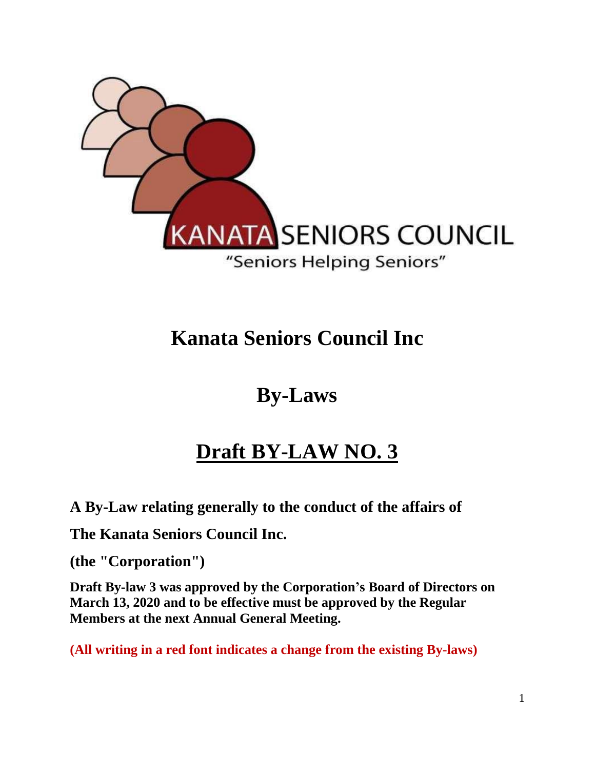KANATA SENIORS COUNCIL

"Seniors Helping Seniors"

# Kanata Seniors Council Inc

# By-Laws

# Draft BY-LAW NO. 3

**A By-Law relating generally to the conduct of the affairs of**

**The Kanata Seniors Council Inc.**

**(the "Corporation")**

**Draft By-law 3 was approved by the Corporation's Board of Directors on March 13, 2020 and to be effective must be approved by the Regular Members at the next Annual General Meeting.**

**(All writing in a red font indicates a change from the existing By-laws)**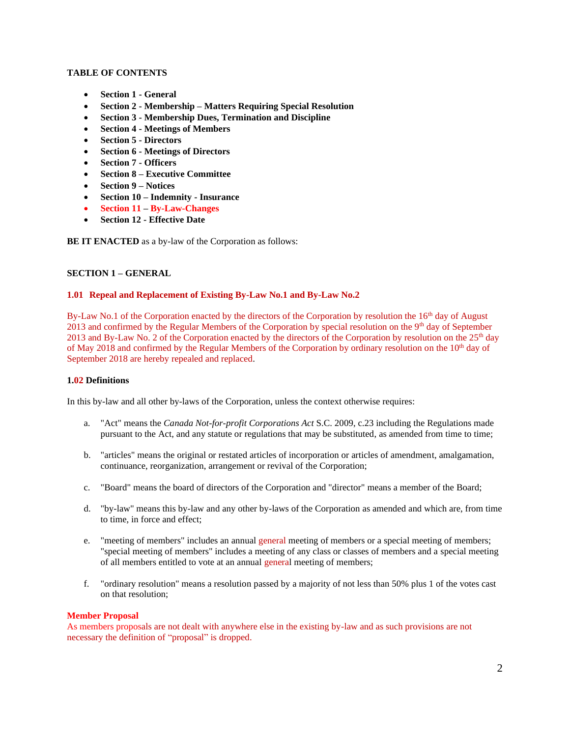**TABLE OF CONTENTS**

- **Section 1 - General**
- **Section 2 - Membership – Matters Requiring Special Resolution**
- **Section 3 - Membership Dues, Termination and Discipline**
- **Section 4 - Meetings of Members**
- **Section 5 - Directors**
- **Section 6 - Meetings of Directors**
- **Section 7 - Officers**
- **Section 8 – Executive Committee**
- **Section 9 – Notices**
- **Section 10 – Indemnity - Insurance**
- **Section 11 – By-Law-Changes**
- **Section 12 - Effective Date**

**BE IT ENACTED** as a by-law of the Corporation as follows:

## SECTION 1 – GENERAL

### 1.01 Repeal and Replacement of Existing By-Law No.1 and By-Law No.2

By-Law No.1 of the Corporation enacted by the directors of the Corporation by resolution the 16th day of August 2013 and confirmed by the Regular Members of the Corporation by special resolution on the 9th day of September 2013 and By-Law No. 2 of the Corporation enacted by the directors of the Corporation by resolution on the 25th day of May 2018 and confirmed by the Regular Members of the Corporation by ordinary resolution on the 10th day of September 2018 are hereby repealed and replaced.

### 1.02 Definitions

In this by-law and all other by-laws of the Corporation, unless the context otherwise requires:

a. "Act" means the *Canada Not-for-profit Corporations Act* S.C. 2009, c.23 including the Regulations made pursuant to the Act, and any statute or regulations that may be substituted, as amended from time to time;

b. "articles" means the original or restated articles of incorporation or articles of amendment, amalgamation, continuance, reorganization, arrangement or revival of the Corporation;

c. "Board" means the board of directors of the Corporation and "director" means a member of the Board;

d. "by-law" means this by-law and any other by-laws of the Corporation as amended and which are, from time to time, in force and effect;

e. "meeting of members" includes an annual general meeting of members or a special meeting of members; "special meeting of members" includes a meeting of any class or classes of members and a special meeting of all members entitled to vote at an annual general meeting of members;

f. "ordinary resolution" means a resolution passed by a majority of not less than 50% plus 1 of the votes cast on that resolution;

**Member Proposal**
As members proposals are not dealt with anywhere else in the existing by-law and as such provisions are not necessary the definition of "proposal" is dropped.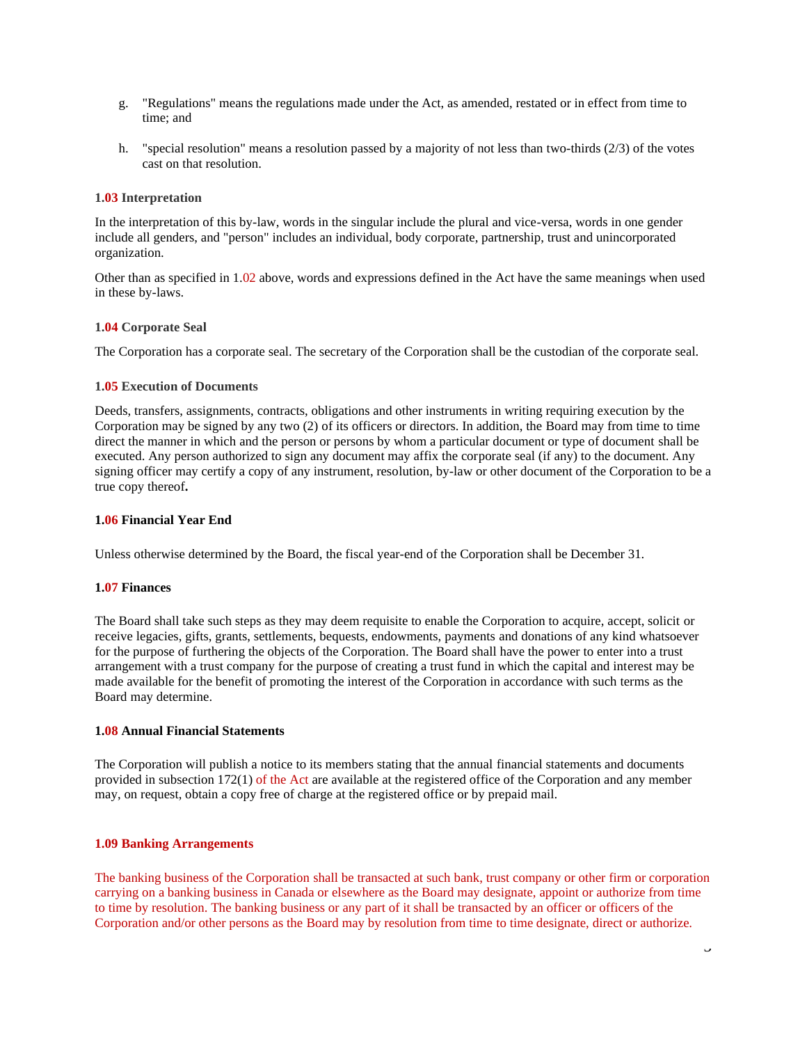g. "Regulations" means the regulations made under the Act, as amended, restated or in effect from time to time; and

h. "special resolution" means a resolution passed by a majority of not less than two-thirds (2/3) of the votes cast on that resolution.

### 1.03 Interpretation

In the interpretation of this by-law, words in the singular include the plural and vice-versa, words in one gender include all genders, and "person" includes an individual, body corporate, partnership, trust and unincorporated organization.

Other than as specified in 1.02 above, words and expressions defined in the Act have the same meanings when used in these by-laws.

### 1.04 Corporate Seal

The Corporation has a corporate seal. The secretary of the Corporation shall be the custodian of the corporate seal.

### 1.05 Execution of Documents

Deeds, transfers, assignments, contracts, obligations and other instruments in writing requiring execution by the Corporation may be signed by any two (2) of its officers or directors. In addition, the Board may from time to time direct the manner in which and the person or persons by whom a particular document or type of document shall be executed. Any person authorized to sign any document may affix the corporate seal (if any) to the document. Any signing officer may certify a copy of any instrument, resolution, by-law or other document of the Corporation to be a true copy thereof**.**

### 1.06 Financial Year End

Unless otherwise determined by the Board, the fiscal year-end of the Corporation shall be December 31.

### 1.07 Finances

The Board shall take such steps as they may deem requisite to enable the Corporation to acquire, accept, solicit or receive legacies, gifts, grants, settlements, bequests, endowments, payments and donations of any kind whatsoever for the purpose of furthering the objects of the Corporation. The Board shall have the power to enter into a trust arrangement with a trust company for the purpose of creating a trust fund in which the capital and interest may be made available for the benefit of promoting the interest of the Corporation in accordance with such terms as the Board may determine.

### 1.08 Annual Financial Statements

The Corporation will publish a notice to its members stating that the annual financial statements and documents provided in subsection 172(1) of the Act are available at the registered office of the Corporation and any member may, on request, obtain a copy free of charge at the registered office or by prepaid mail.

### 1.09 Banking Arrangements

The banking business of the Corporation shall be transacted at such bank, trust company or other firm or corporation carrying on a banking business in Canada or elsewhere as the Board may designate, appoint or authorize from time to time by resolution. The banking business or any part of it shall be transacted by an officer or officers of the Corporation and/or other persons as the Board may by resolution from time to time designate, direct or authorize.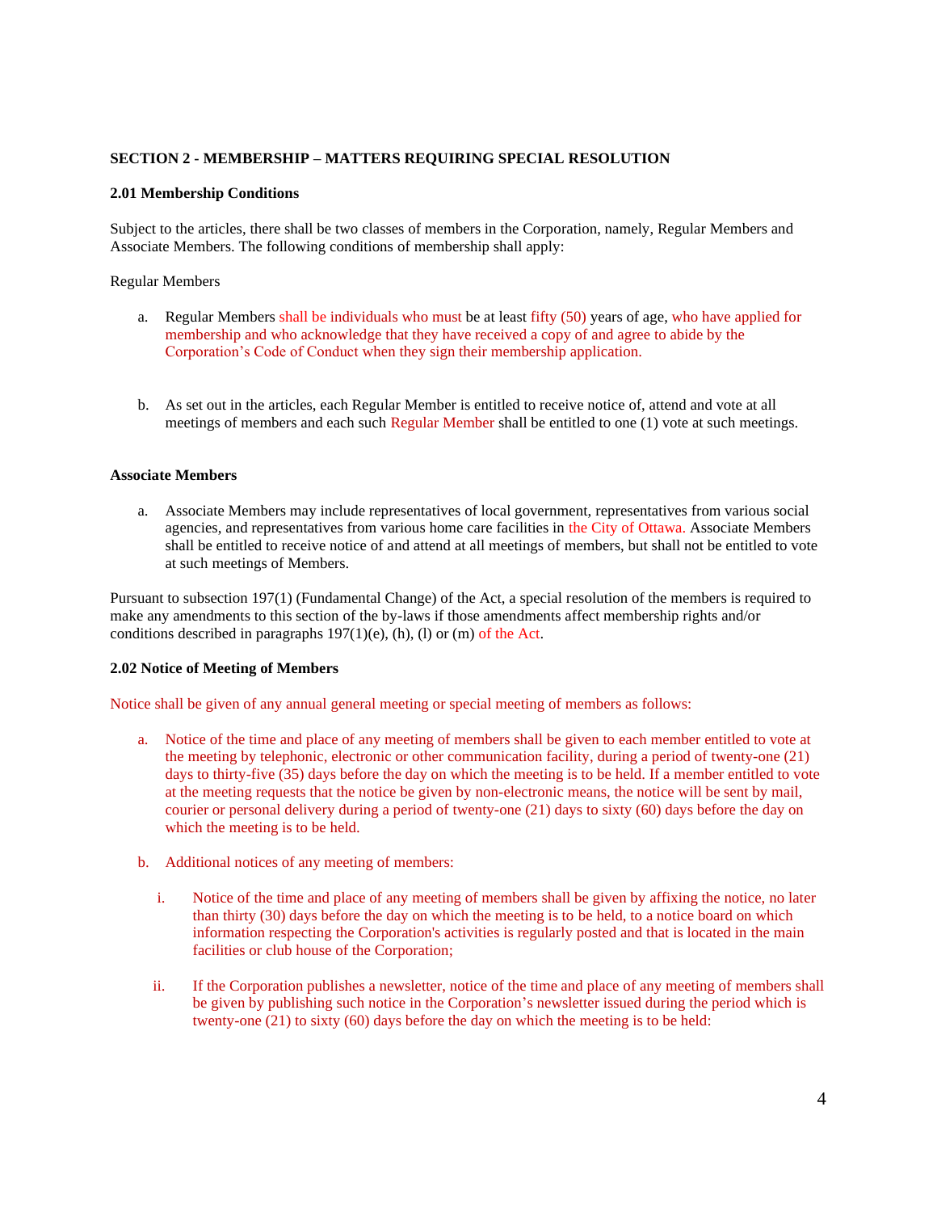### SECTION 2 - MEMBERSHIP – MATTERS REQUIRING SPECIAL RESOLUTION

#### 2.01 Membership Conditions

Subject to the articles, there shall be two classes of members in the Corporation, namely, Regular Members and Associate Members. The following conditions of membership shall apply:

Regular Members

a. Regular Members shall be individuals who must be at least fifty (50) years of age, who have applied for membership and who acknowledge that they have received a copy of and agree to abide by the Corporation's Code of Conduct when they sign their membership application.

b. As set out in the articles, each Regular Member is entitled to receive notice of, attend and vote at all meetings of members and each such Regular Member shall be entitled to one (1) vote at such meetings.

**Associate Members**

a. Associate Members may include representatives of local government, representatives from various social agencies, and representatives from various home care facilities in the City of Ottawa. Associate Members shall be entitled to receive notice of and attend at all meetings of members, but shall not be entitled to vote at such meetings of Members.

Pursuant to subsection 197(1) (Fundamental Change) of the Act, a special resolution of the members is required to make any amendments to this section of the by-laws if those amendments affect membership rights and/or conditions described in paragraphs 197(1)(e), (h), (l) or (m) of the Act.

#### 2.02 Notice of Meeting of Members

Notice shall be given of any annual general meeting or special meeting of members as follows:

a. Notice of the time and place of any meeting of members shall be given to each member entitled to vote at the meeting by telephonic, electronic or other communication facility, during a period of twenty-one (21) days to thirty-five (35) days before the day on which the meeting is to be held. If a member entitled to vote at the meeting requests that the notice be given by non-electronic means, the notice will be sent by mail, courier or personal delivery during a period of twenty-one (21) days to sixty (60) days before the day on which the meeting is to be held.

b. Additional notices of any meeting of members:

   i. Notice of the time and place of any meeting of members shall be given by affixing the notice, no later than thirty (30) days before the day on which the meeting is to be held, to a notice board on which information respecting the Corporation's activities is regularly posted and that is located in the main facilities or club house of the Corporation;

   ii. If the Corporation publishes a newsletter, notice of the time and place of any meeting of members shall be given by publishing such notice in the Corporation's newsletter issued during the period which is twenty-one (21) to sixty (60) days before the day on which the meeting is to be held: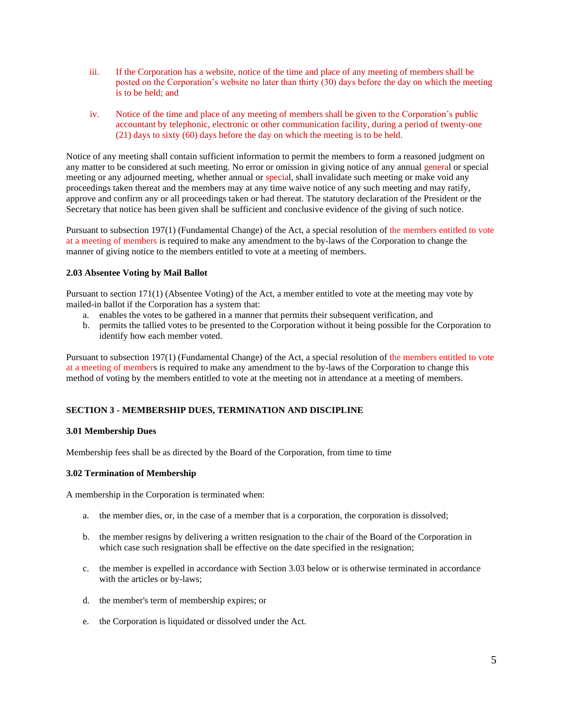iii. If the Corporation has a website, notice of the time and place of any meeting of members shall be posted on the Corporation's website no later than thirty (30) days before the day on which the meeting is to be held; and

iv. Notice of the time and place of any meeting of members shall be given to the Corporation's public accountant by telephonic, electronic or other communication facility, during a period of twenty-one (21) days to sixty (60) days before the day on which the meeting is to be held.

Notice of any meeting shall contain sufficient information to permit the members to form a reasoned judgment on any matter to be considered at such meeting. No error or omission in giving notice of any annual general or special meeting or any adjourned meeting, whether annual or special, shall invalidate such meeting or make void any proceedings taken thereat and the members may at any time waive notice of any such meeting and may ratify, approve and confirm any or all proceedings taken or had thereat. The statutory declaration of the President or the Secretary that notice has been given shall be sufficient and conclusive evidence of the giving of such notice.

Pursuant to subsection 197(1) (Fundamental Change) of the Act, a special resolution of the members entitled to vote at a meeting of members is required to make any amendment to the by-laws of the Corporation to change the manner of giving notice to the members entitled to vote at a meeting of members.

**2.03 Absentee Voting by Mail Ballot**

Pursuant to section 171(1) (Absentee Voting) of the Act, a member entitled to vote at the meeting may vote by mailed-in ballot if the Corporation has a system that:

a. enables the votes to be gathered in a manner that permits their subsequent verification, and
b. permits the tallied votes to be presented to the Corporation without it being possible for the Corporation to identify how each member voted.

Pursuant to subsection 197(1) (Fundamental Change) of the Act, a special resolution of the members entitled to vote at a meeting of members is required to make any amendment to the by-laws of the Corporation to change this method of voting by the members entitled to vote at the meeting not in attendance at a meeting of members.

## SECTION 3 - MEMBERSHIP DUES, TERMINATION AND DISCIPLINE

**3.01 Membership Dues**

Membership fees shall be as directed by the Board of the Corporation, from time to time

**3.02 Termination of Membership**

A membership in the Corporation is terminated when:

a. the member dies, or, in the case of a member that is a corporation, the corporation is dissolved;

b. the member resigns by delivering a written resignation to the chair of the Board of the Corporation in which case such resignation shall be effective on the date specified in the resignation;

c. the member is expelled in accordance with Section 3.03 below or is otherwise terminated in accordance with the articles or by-laws;

d. the member's term of membership expires; or

e. the Corporation is liquidated or dissolved under the Act.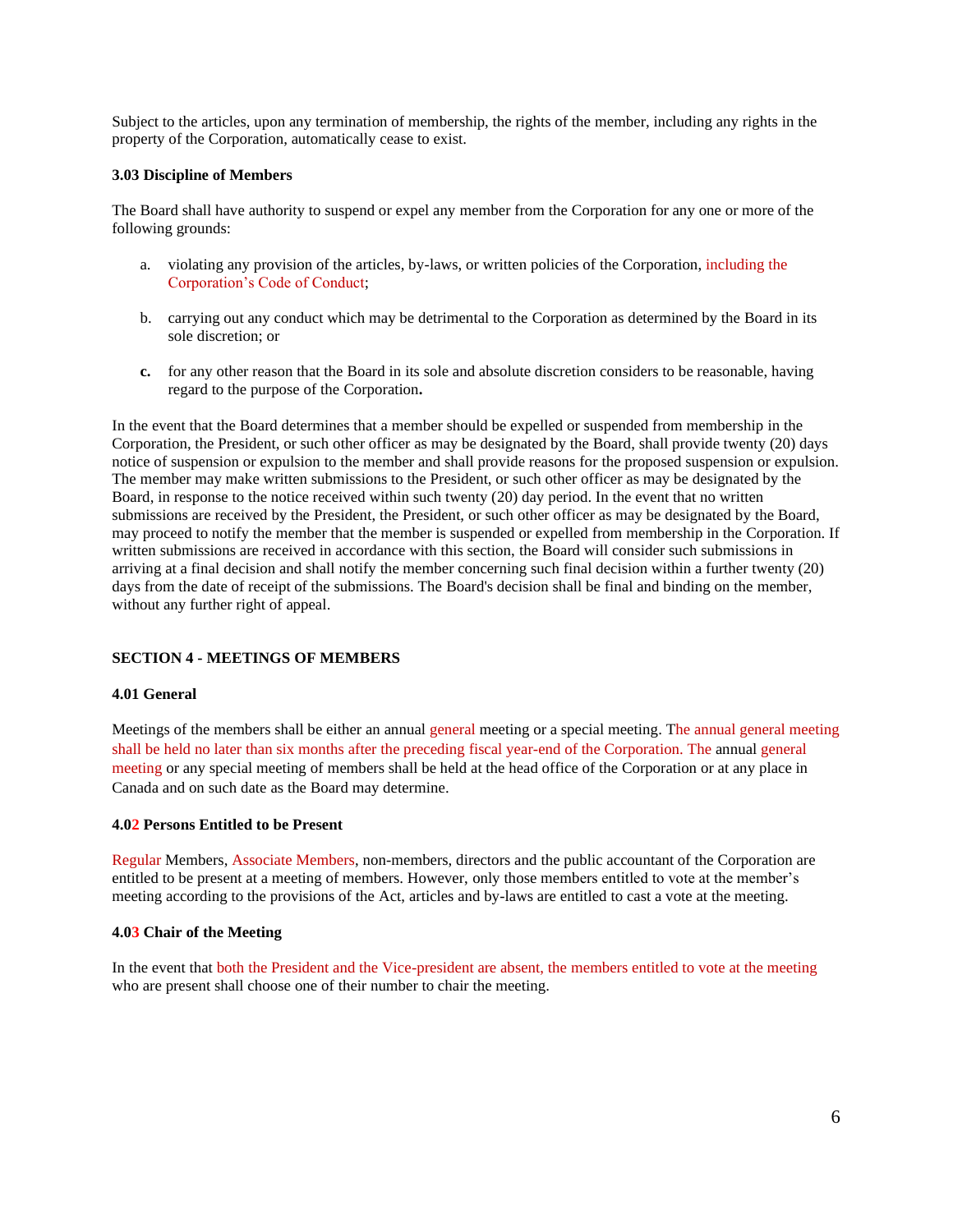Subject to the articles, upon any termination of membership, the rights of the member, including any rights in the property of the Corporation, automatically cease to exist.

**3.03 Discipline of Members**

The Board shall have authority to suspend or expel any member from the Corporation for any one or more of the following grounds:

a. violating any provision of the articles, by-laws, or written policies of the Corporation, including the Corporation's Code of Conduct;

b. carrying out any conduct which may be detrimental to the Corporation as determined by the Board in its sole discretion; or

**c.** for any other reason that the Board in its sole and absolute discretion considers to be reasonable, having regard to the purpose of the Corporation**.**

In the event that the Board determines that a member should be expelled or suspended from membership in the Corporation, the President, or such other officer as may be designated by the Board, shall provide twenty (20) days notice of suspension or expulsion to the member and shall provide reasons for the proposed suspension or expulsion. The member may make written submissions to the President, or such other officer as may be designated by the Board, in response to the notice received within such twenty (20) day period. In the event that no written submissions are received by the President, the President, or such other officer as may be designated by the Board, may proceed to notify the member that the member is suspended or expelled from membership in the Corporation. If written submissions are received in accordance with this section, the Board will consider such submissions in arriving at a final decision and shall notify the member concerning such final decision within a further twenty (20) days from the date of receipt of the submissions. The Board's decision shall be final and binding on the member, without any further right of appeal.

## SECTION 4 - MEETINGS OF MEMBERS

**4.01 General**

Meetings of the members shall be either an annual general meeting or a special meeting. The annual general meeting shall be held no later than six months after the preceding fiscal year-end of the Corporation. The annual general meeting or any special meeting of members shall be held at the head office of the Corporation or at any place in Canada and on such date as the Board may determine.

**4.02 Persons Entitled to be Present**

Regular Members, Associate Members, non-members, directors and the public accountant of the Corporation are entitled to be present at a meeting of members. However, only those members entitled to vote at the member's meeting according to the provisions of the Act, articles and by-laws are entitled to cast a vote at the meeting.

**4.03 Chair of the Meeting**

In the event that both the President and the Vice-president are absent, the members entitled to vote at the meeting who are present shall choose one of their number to chair the meeting.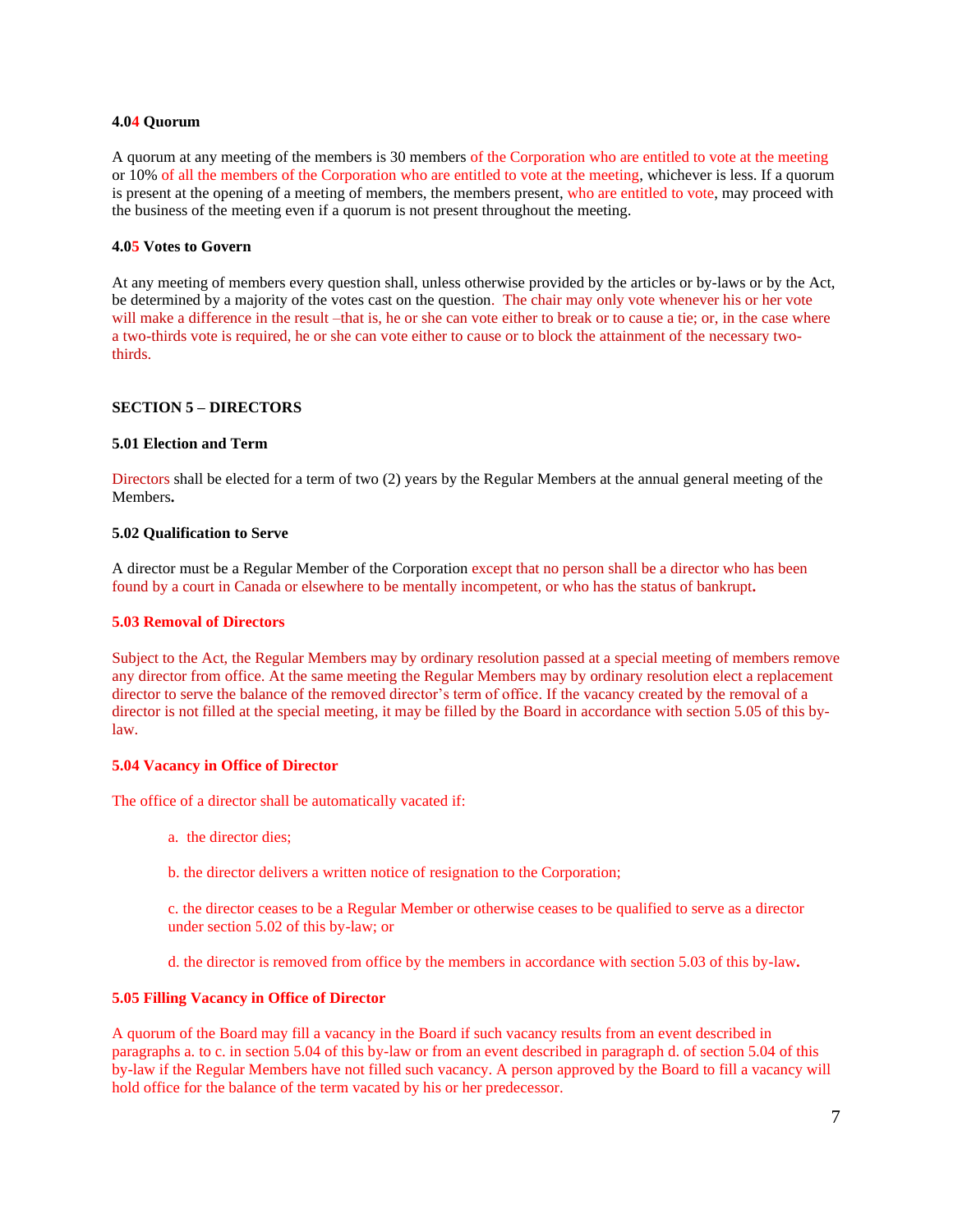**4.04 Quorum**

A quorum at any meeting of the members is 30 members of the Corporation who are entitled to vote at the meeting or 10% of all the members of the Corporation who are entitled to vote at the meeting, whichever is less. If a quorum is present at the opening of a meeting of members, the members present, who are entitled to vote, may proceed with the business of the meeting even if a quorum is not present throughout the meeting.

**4.05 Votes to Govern**

At any meeting of members every question shall, unless otherwise provided by the articles or by-laws or by the Act, be determined by a majority of the votes cast on the question. The chair may only vote whenever his or her vote will make a difference in the result –that is, he or she can vote either to break or to cause a tie; or, in the case where a two-thirds vote is required, he or she can vote either to cause or to block the attainment of the necessary two-thirds.

**SECTION 5 – DIRECTORS**

**5.01 Election and Term**

Directors shall be elected for a term of two (2) years by the Regular Members at the annual general meeting of the Members**.**

**5.02 Qualification to Serve**

A director must be a Regular Member of the Corporation except that no person shall be a director who has been found by a court in Canada or elsewhere to be mentally incompetent, or who has the status of bankrupt**.**

**5.03 Removal of Directors**

Subject to the Act, the Regular Members may by ordinary resolution passed at a special meeting of members remove any director from office. At the same meeting the Regular Members may by ordinary resolution elect a replacement director to serve the balance of the removed director's term of office. If the vacancy created by the removal of a director is not filled at the special meeting, it may be filled by the Board in accordance with section 5.05 of this by-law.

**5.04 Vacancy in Office of Director**

The office of a director shall be automatically vacated if:

a. the director dies;

b. the director delivers a written notice of resignation to the Corporation;

c. the director ceases to be a Regular Member or otherwise ceases to be qualified to serve as a director under section 5.02 of this by-law; or

d. the director is removed from office by the members in accordance with section 5.03 of this by-law**.**

**5.05 Filling Vacancy in Office of Director**

A quorum of the Board may fill a vacancy in the Board if such vacancy results from an event described in paragraphs a. to c. in section 5.04 of this by-law or from an event described in paragraph d. of section 5.04 of this by-law if the Regular Members have not filled such vacancy. A person approved by the Board to fill a vacancy will hold office for the balance of the term vacated by his or her predecessor.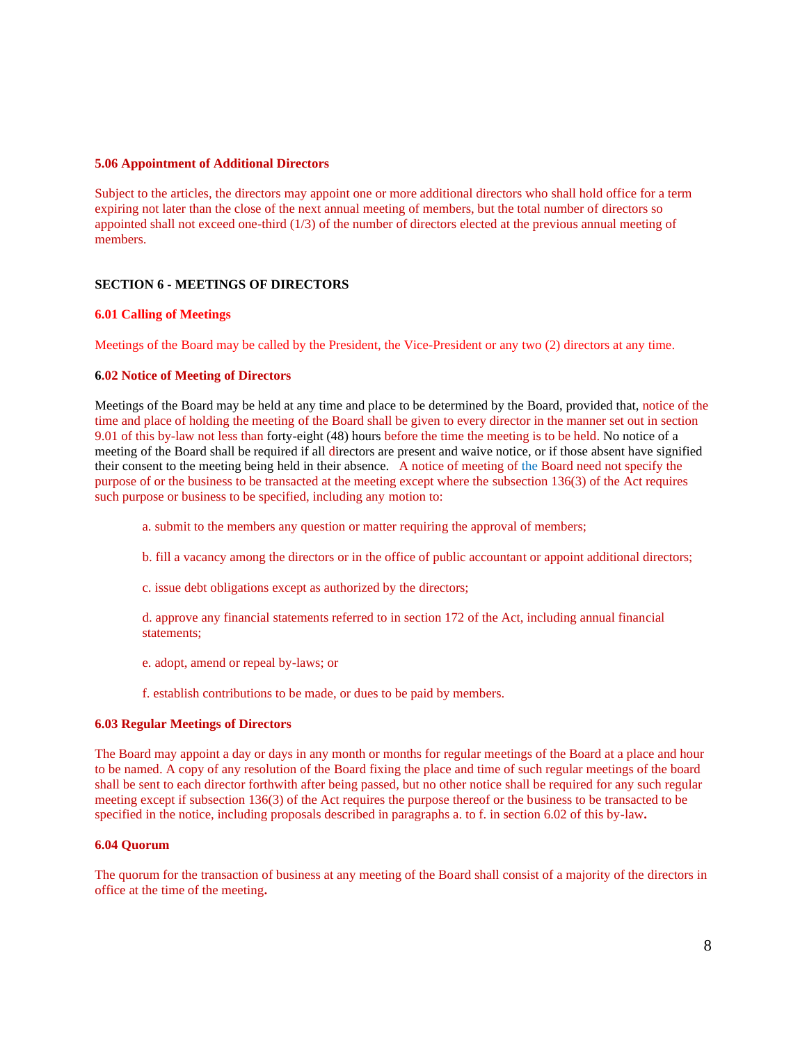**5.06 Appointment of Additional Directors**

Subject to the articles, the directors may appoint one or more additional directors who shall hold office for a term expiring not later than the close of the next annual meeting of members, but the total number of directors so appointed shall not exceed one-third (1/3) of the number of directors elected at the previous annual meeting of members.

## SECTION 6 - MEETINGS OF DIRECTORS

**6.01 Calling of Meetings**

Meetings of the Board may be called by the President, the Vice-President or any two (2) directors at any time.

**6.02 Notice of Meeting of Directors**

Meetings of the Board may be held at any time and place to be determined by the Board, provided that, notice of the time and place of holding the meeting of the Board shall be given to every director in the manner set out in section 9.01 of this by-law not less than forty-eight (48) hours before the time the meeting is to be held. No notice of a meeting of the Board shall be required if all directors are present and waive notice, or if those absent have signified their consent to the meeting being held in their absence. A notice of meeting of the Board need not specify the purpose of or the business to be transacted at the meeting except where the subsection 136(3) of the Act requires such purpose or business to be specified, including any motion to:

a. submit to the members any question or matter requiring the approval of members;

b. fill a vacancy among the directors or in the office of public accountant or appoint additional directors;

c. issue debt obligations except as authorized by the directors;

d. approve any financial statements referred to in section 172 of the Act, including annual financial statements;

e. adopt, amend or repeal by-laws; or

f. establish contributions to be made, or dues to be paid by members.

**6.03 Regular Meetings of Directors**

The Board may appoint a day or days in any month or months for regular meetings of the Board at a place and hour to be named. A copy of any resolution of the Board fixing the place and time of such regular meetings of the board shall be sent to each director forthwith after being passed, but no other notice shall be required for any such regular meeting except if subsection 136(3) of the Act requires the purpose thereof or the business to be transacted to be specified in the notice, including proposals described in paragraphs a. to f. in section 6.02 of this by-law.

**6.04 Quorum**

The quorum for the transaction of business at any meeting of the Board shall consist of a majority of the directors in office at the time of the meeting.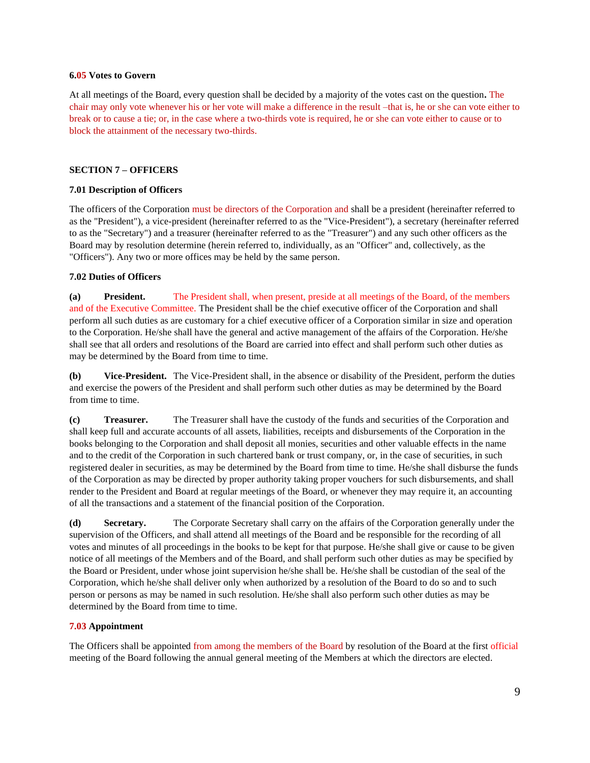**6.05 Votes to Govern**

At all meetings of the Board, every question shall be decided by a majority of the votes cast on the question**.** The chair may only vote whenever his or her vote will make a difference in the result –that is, he or she can vote either to break or to cause a tie; or, in the case where a two-thirds vote is required, he or she can vote either to cause or to block the attainment of the necessary two-thirds.

**SECTION 7 – OFFICERS**

**7.01 Description of Officers**

The officers of the Corporation must be directors of the Corporation and shall be a president (hereinafter referred to as the "President"), a vice-president (hereinafter referred to as the "Vice-President"), a secretary (hereinafter referred to as the "Secretary") and a treasurer (hereinafter referred to as the "Treasurer") and any such other officers as the Board may by resolution determine (herein referred to, individually, as an "Officer" and, collectively, as the "Officers"). Any two or more offices may be held by the same person.

**7.02 Duties of Officers**

**(a) President.** The President shall, when present, preside at all meetings of the Board, of the members and of the Executive Committee. The President shall be the chief executive officer of the Corporation and shall perform all such duties as are customary for a chief executive officer of a Corporation similar in size and operation to the Corporation. He/she shall have the general and active management of the affairs of the Corporation. He/she shall see that all orders and resolutions of the Board are carried into effect and shall perform such other duties as may be determined by the Board from time to time.

**(b) Vice-President.** The Vice-President shall, in the absence or disability of the President, perform the duties and exercise the powers of the President and shall perform such other duties as may be determined by the Board from time to time.

**(c) Treasurer.** The Treasurer shall have the custody of the funds and securities of the Corporation and shall keep full and accurate accounts of all assets, liabilities, receipts and disbursements of the Corporation in the books belonging to the Corporation and shall deposit all monies, securities and other valuable effects in the name and to the credit of the Corporation in such chartered bank or trust company, or, in the case of securities, in such registered dealer in securities, as may be determined by the Board from time to time. He/she shall disburse the funds of the Corporation as may be directed by proper authority taking proper vouchers for such disbursements, and shall render to the President and Board at regular meetings of the Board, or whenever they may require it, an accounting of all the transactions and a statement of the financial position of the Corporation.

**(d) Secretary.** The Corporate Secretary shall carry on the affairs of the Corporation generally under the supervision of the Officers, and shall attend all meetings of the Board and be responsible for the recording of all votes and minutes of all proceedings in the books to be kept for that purpose. He/she shall give or cause to be given notice of all meetings of the Members and of the Board, and shall perform such other duties as may be specified by the Board or President, under whose joint supervision he/she shall be. He/she shall be custodian of the seal of the Corporation, which he/she shall deliver only when authorized by a resolution of the Board to do so and to such person or persons as may be named in such resolution. He/she shall also perform such other duties as may be determined by the Board from time to time.

**7.03 Appointment**

The Officers shall be appointed from among the members of the Board by resolution of the Board at the first official meeting of the Board following the annual general meeting of the Members at which the directors are elected.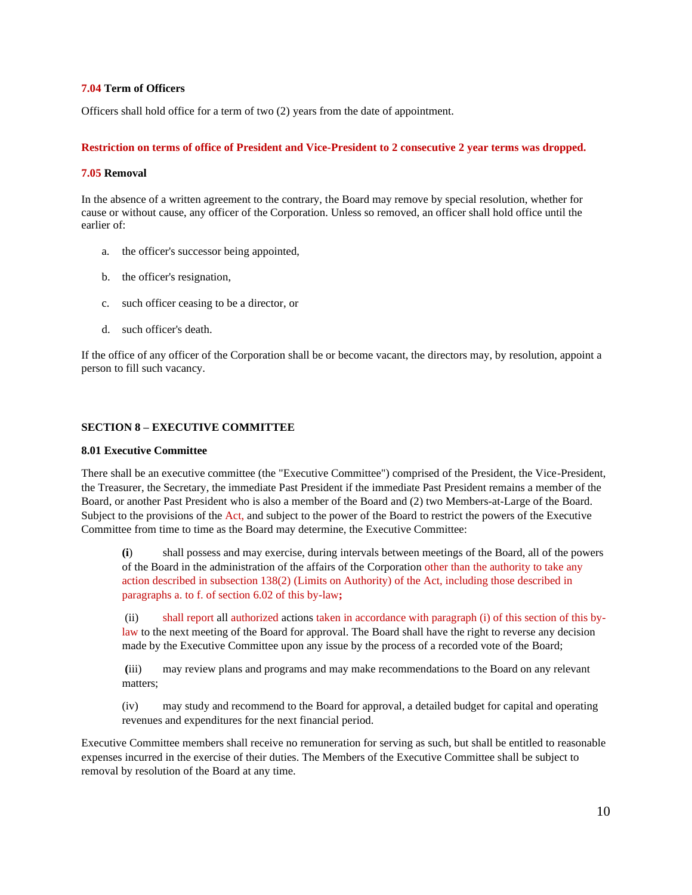**7.04 Term of Officers**

Officers shall hold office for a term of two (2) years from the date of appointment.

**Restriction on terms of office of President and Vice-President to 2 consecutive 2 year terms was dropped.**

**7.05 Removal**

In the absence of a written agreement to the contrary, the Board may remove by special resolution, whether for cause or without cause, any officer of the Corporation. Unless so removed, an officer shall hold office until the earlier of:

a. the officer's successor being appointed,

b. the officer's resignation,

c. such officer ceasing to be a director, or

d. such officer's death.

If the office of any officer of the Corporation shall be or become vacant, the directors may, by resolution, appoint a person to fill such vacancy.

## SECTION 8 – EXECUTIVE COMMITTEE

**8.01 Executive Committee**

There shall be an executive committee (the "Executive Committee") comprised of the President, the Vice-President, the Treasurer, the Secretary, the immediate Past President if the immediate Past President remains a member of the Board, or another Past President who is also a member of the Board and (2) two Members-at-Large of the Board. Subject to the provisions of the Act, and subject to the power of the Board to restrict the powers of the Executive Committee from time to time as the Board may determine, the Executive Committee:

**(i)** shall possess and may exercise, during intervals between meetings of the Board, all of the powers of the Board in the administration of the affairs of the Corporation other than the authority to take any action described in subsection 138(2) (Limits on Authority) of the Act, including those described in paragraphs a. to f. of section 6.02 of this by-law**;**

(ii) shall report all authorized actions taken in accordance with paragraph (i) of this section of this by-law to the next meeting of the Board for approval. The Board shall have the right to reverse any decision made by the Executive Committee upon any issue by the process of a recorded vote of the Board;

(iii) may review plans and programs and may make recommendations to the Board on any relevant matters;

(iv) may study and recommend to the Board for approval, a detailed budget for capital and operating revenues and expenditures for the next financial period.

Executive Committee members shall receive no remuneration for serving as such, but shall be entitled to reasonable expenses incurred in the exercise of their duties. The Members of the Executive Committee shall be subject to removal by resolution of the Board at any time.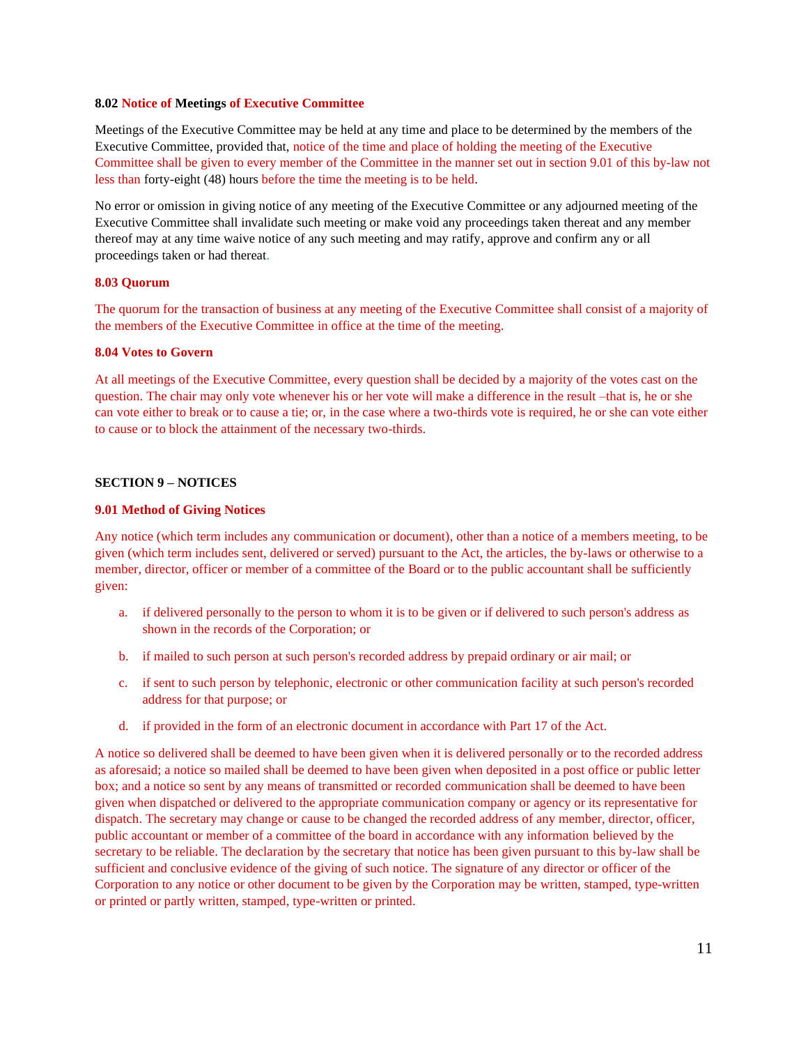**8.02 Notice of Meetings of Executive Committee**

Meetings of the Executive Committee may be held at any time and place to be determined by the members of the Executive Committee, provided that, notice of the time and place of holding the meeting of the Executive Committee shall be given to every member of the Committee in the manner set out in section 9.01 of this by-law not less than forty-eight (48) hours before the time the meeting is to be held.

No error or omission in giving notice of any meeting of the Executive Committee or any adjourned meeting of the Executive Committee shall invalidate such meeting or make void any proceedings taken thereat and any member thereof may at any time waive notice of any such meeting and may ratify, approve and confirm any or all proceedings taken or had thereat.

**8.03 Quorum**

The quorum for the transaction of business at any meeting of the Executive Committee shall consist of a majority of the members of the Executive Committee in office at the time of the meeting.

**8.04 Votes to Govern**

At all meetings of the Executive Committee, every question shall be decided by a majority of the votes cast on the question. The chair may only vote whenever his or her vote will make a difference in the result –that is, he or she can vote either to break or to cause a tie; or, in the case where a two-thirds vote is required, he or she can vote either to cause or to block the attainment of the necessary two-thirds.

**SECTION 9 – NOTICES**

**9.01 Method of Giving Notices**

Any notice (which term includes any communication or document), other than a notice of a members meeting, to be given (which term includes sent, delivered or served) pursuant to the Act, the articles, the by-laws or otherwise to a member, director, officer or member of a committee of the Board or to the public accountant shall be sufficiently given:

a. if delivered personally to the person to whom it is to be given or if delivered to such person's address as shown in the records of the Corporation; or

b. if mailed to such person at such person's recorded address by prepaid ordinary or air mail; or

c. if sent to such person by telephonic, electronic or other communication facility at such person's recorded address for that purpose; or

d. if provided in the form of an electronic document in accordance with Part 17 of the Act.

A notice so delivered shall be deemed to have been given when it is delivered personally or to the recorded address as aforesaid; a notice so mailed shall be deemed to have been given when deposited in a post office or public letter box; and a notice so sent by any means of transmitted or recorded communication shall be deemed to have been given when dispatched or delivered to the appropriate communication company or agency or its representative for dispatch. The secretary may change or cause to be changed the recorded address of any member, director, officer, public accountant or member of a committee of the board in accordance with any information believed by the secretary to be reliable. The declaration by the secretary that notice has been given pursuant to this by-law shall be sufficient and conclusive evidence of the giving of such notice. The signature of any director or officer of the Corporation to any notice or other document to be given by the Corporation may be written, stamped, type-written or printed or partly written, stamped, type-written or printed.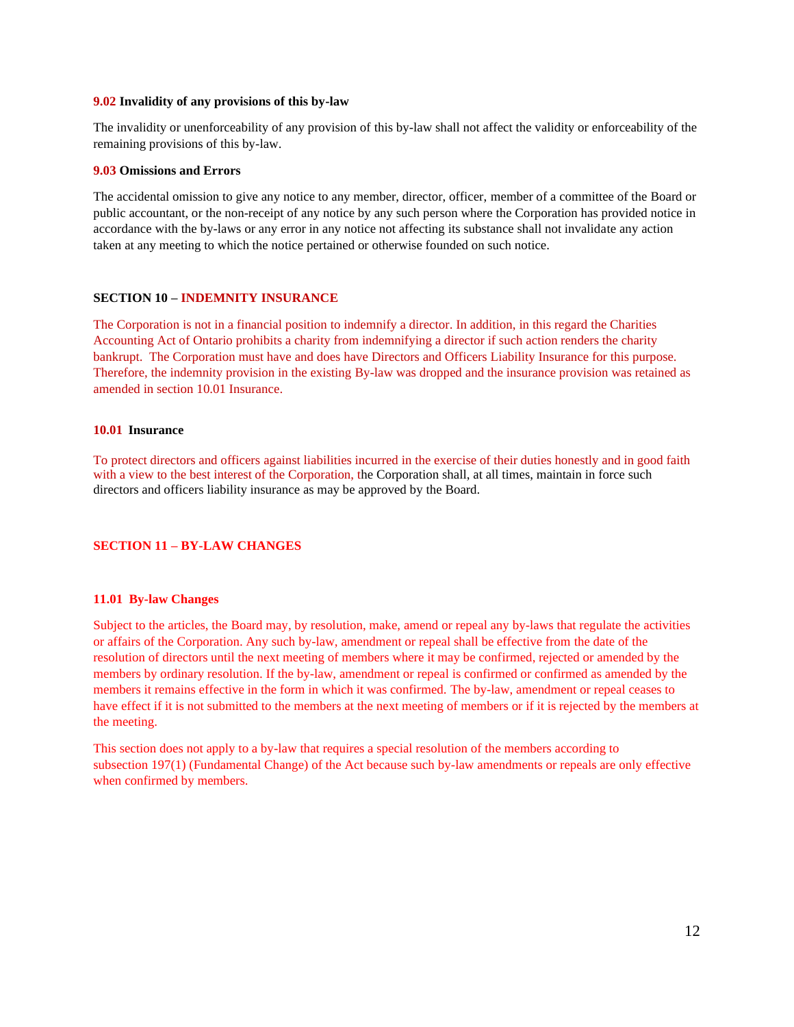**9.02 Invalidity of any provisions of this by-law**

The invalidity or unenforceability of any provision of this by-law shall not affect the validity or enforceability of the remaining provisions of this by-law.

**9.03 Omissions and Errors**

The accidental omission to give any notice to any member, director, officer, member of a committee of the Board or public accountant, or the non-receipt of any notice by any such person where the Corporation has provided notice in accordance with the by-laws or any error in any notice not affecting its substance shall not invalidate any action taken at any meeting to which the notice pertained or otherwise founded on such notice.

## SECTION 10 – INDEMNITY INSURANCE

The Corporation is not in a financial position to indemnify a director. In addition, in this regard the Charities Accounting Act of Ontario prohibits a charity from indemnifying a director if such action renders the charity bankrupt. The Corporation must have and does have Directors and Officers Liability Insurance for this purpose. Therefore, the indemnity provision in the existing By-law was dropped and the insurance provision was retained as amended in section 10.01 Insurance.

**10.01 Insurance**

To protect directors and officers against liabilities incurred in the exercise of their duties honestly and in good faith with a view to the best interest of the Corporation, the Corporation shall, at all times, maintain in force such directors and officers liability insurance as may be approved by the Board.

## SECTION 11 – BY-LAW CHANGES

**11.01 By-law Changes**

Subject to the articles, the Board may, by resolution, make, amend or repeal any by-laws that regulate the activities or affairs of the Corporation. Any such by-law, amendment or repeal shall be effective from the date of the resolution of directors until the next meeting of members where it may be confirmed, rejected or amended by the members by ordinary resolution. If the by-law, amendment or repeal is confirmed or confirmed as amended by the members it remains effective in the form in which it was confirmed. The by-law, amendment or repeal ceases to have effect if it is not submitted to the members at the next meeting of members or if it is rejected by the members at the meeting.

This section does not apply to a by-law that requires a special resolution of the members according to subsection 197(1) (Fundamental Change) of the Act because such by-law amendments or repeals are only effective when confirmed by members.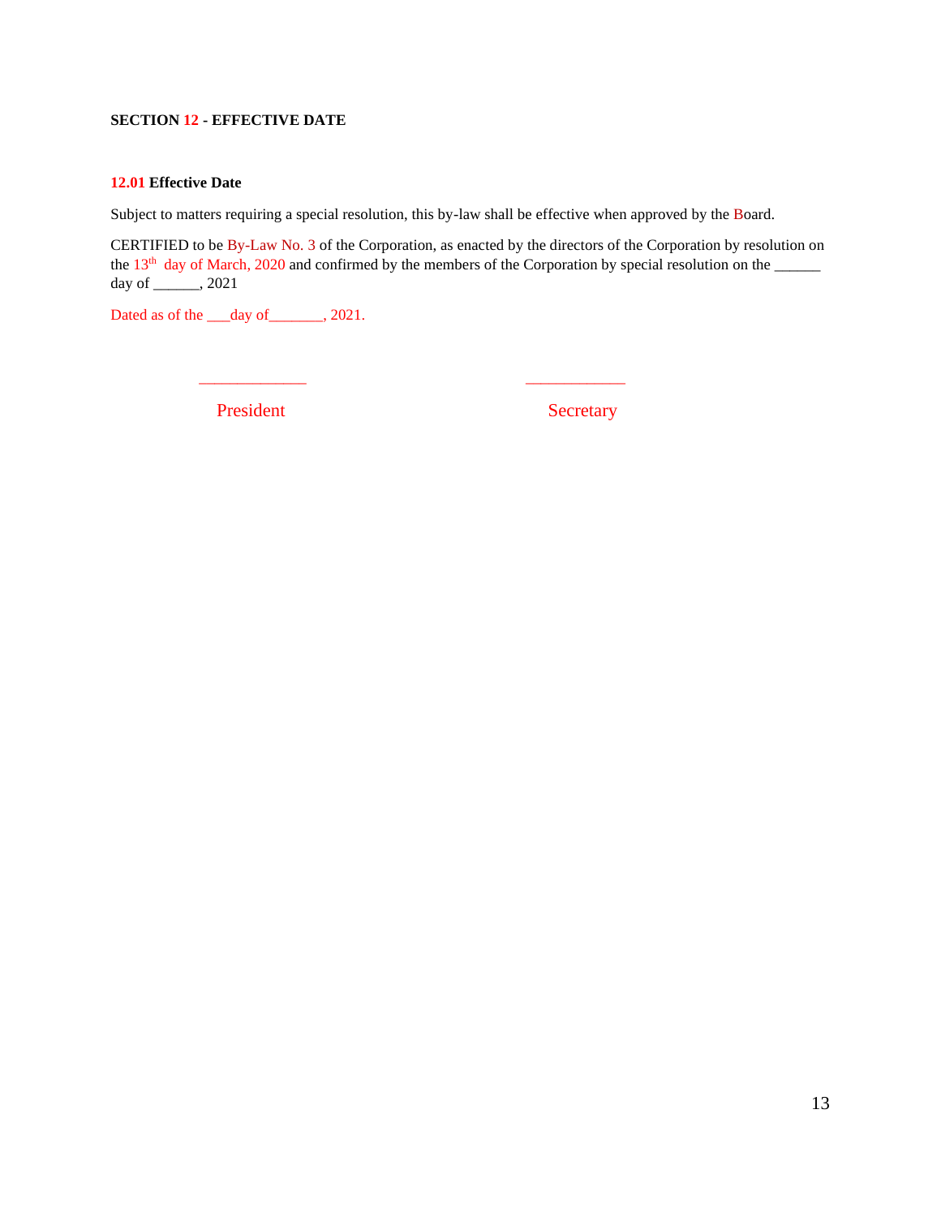**SECTION 12 - EFFECTIVE DATE**

**12.01 Effective Date**

Subject to matters requiring a special resolution, this by-law shall be effective when approved by the Board.

CERTIFIED to be By-Law No. 3 of the Corporation, as enacted by the directors of the Corporation by resolution on the 13th day of March, 2020 and confirmed by the members of the Corporation by special resolution on the ______ day of ______, 2021

Dated as of the ___day of_______, 2021.

_____________ _____________

President Secretary